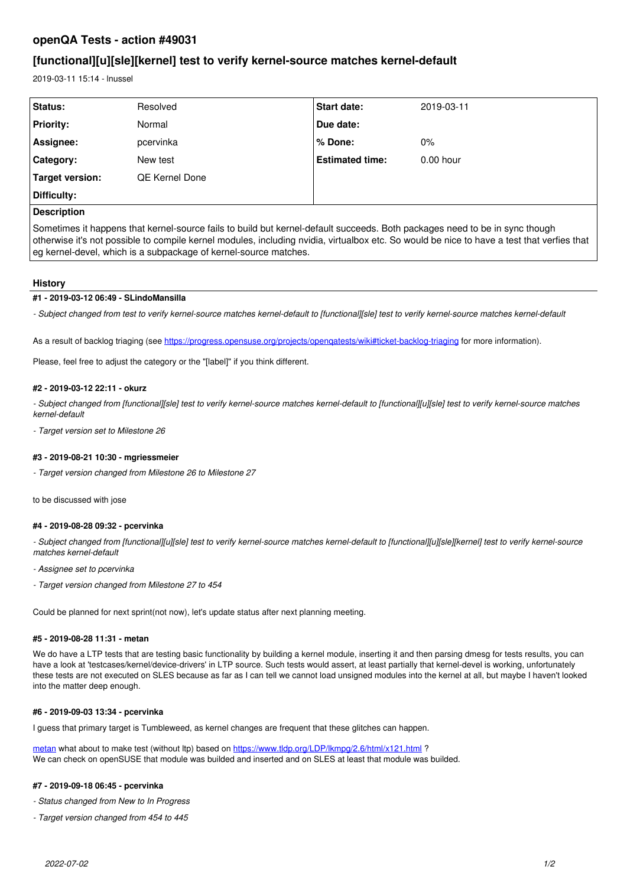# openQA Tests - action #49031

## [functional][u][sle][kernel] test to verify kernel-source matches kernel-default

2019-03-11 15:14 - lnussel

| Status: | Resolved | Start date: | 2019-03-11 |
|---|---|---|---|
| Priority: | Normal | Due date: | |
| Assignee: | pcervinka | % Done: | 0% |
| Category: | New test | Estimated time: | 0.00 hour |
| Target version: | QE Kernel Done | | |
| Difficulty: | | | |

**Description**

Sometimes it happens that kernel-source fails to build but kernel-default succeeds. Both packages need to be in sync though otherwise it's not possible to compile kernel modules, including nvidia, virtualbox etc. So would be nice to have a test that verfies that eg kernel-devel, which is a subpackage of kernel-source matches.

### History

#### #1 - 2019-03-12 06:49 - SLindoMansilla

*- Subject changed from test to verify kernel-source matches kernel-default to [functional][sle] test to verify kernel-source matches kernel-default*

As a result of backlog triaging (see https://progress.opensuse.org/projects/openqatests/wiki#ticket-backlog-triaging for more information).

Please, feel free to adjust the category or the "[label]" if you think different.

#### #2 - 2019-03-12 22:11 - okurz

*- Subject changed from [functional][sle] test to verify kernel-source matches kernel-default to [functional][u][sle] test to verify kernel-source matches kernel-default*

*- Target version set to Milestone 26*

#### #3 - 2019-08-21 10:30 - mgriessmeier

*- Target version changed from Milestone 26 to Milestone 27*

to be discussed with jose

#### #4 - 2019-08-28 09:32 - pcervinka

*- Subject changed from [functional][u][sle] test to verify kernel-source matches kernel-default to [functional][u][sle][kernel] test to verify kernel-source matches kernel-default*

*- Assignee set to pcervinka*

*- Target version changed from Milestone 27 to 454*

Could be planned for next sprint(not now), let's update status after next planning meeting.

#### #5 - 2019-08-28 11:31 - metan

We do have a LTP tests that are testing basic functionality by building a kernel module, inserting it and then parsing dmesg for tests results, you can have a look at 'testcases/kernel/device-drivers' in LTP source. Such tests would assert, at least partially that kernel-devel is working, unfortunately these tests are not executed on SLES because as far as I can tell we cannot load unsigned modules into the kernel at all, but maybe I haven't looked into the matter deep enough.

#### #6 - 2019-09-03 13:34 - pcervinka

I guess that primary target is Tumbleweed, as kernel changes are frequent that these glitches can happen.

metan what about to make test (without ltp) based on https://www.tldp.org/LDP/lkmpg/2.6/html/x121.html ?
We can check on openSUSE that module was builded and inserted and on SLES at least that module was builded.

#### #7 - 2019-09-18 06:45 - pcervinka

*- Status changed from New to In Progress*

*- Target version changed from 454 to 445*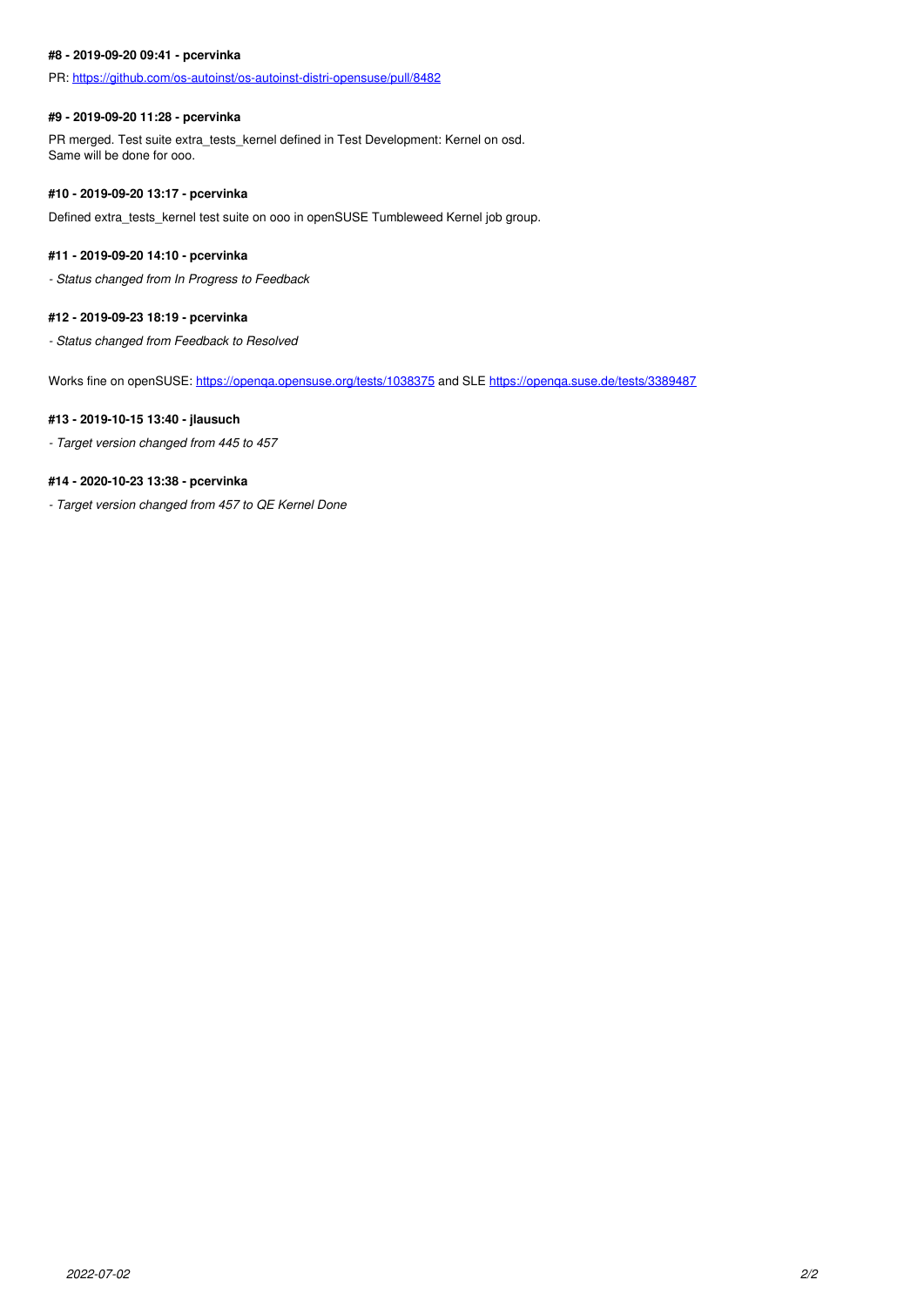#### #8 - 2019-09-20 09:41 - pcervinka

PR: https://github.com/os-autoinst/os-autoinst-distri-opensuse/pull/8482

#### #9 - 2019-09-20 11:28 - pcervinka

PR merged. Test suite extra_tests_kernel defined in Test Development: Kernel on osd.
Same will be done for ooo.

#### #10 - 2019-09-20 13:17 - pcervinka

Defined extra_tests_kernel test suite on ooo in openSUSE Tumbleweed Kernel job group.

#### #11 - 2019-09-20 14:10 - pcervinka

*- Status changed from In Progress to Feedback*

#### #12 - 2019-09-23 18:19 - pcervinka

*- Status changed from Feedback to Resolved*

Works fine on openSUSE: https://openqa.opensuse.org/tests/1038375 and SLE https://openqa.suse.de/tests/3389487

#### #13 - 2019-10-15 13:40 - jlausuch

*- Target version changed from 445 to 457*

#### #14 - 2020-10-23 13:38 - pcervinka

*- Target version changed from 457 to QE Kernel Done*